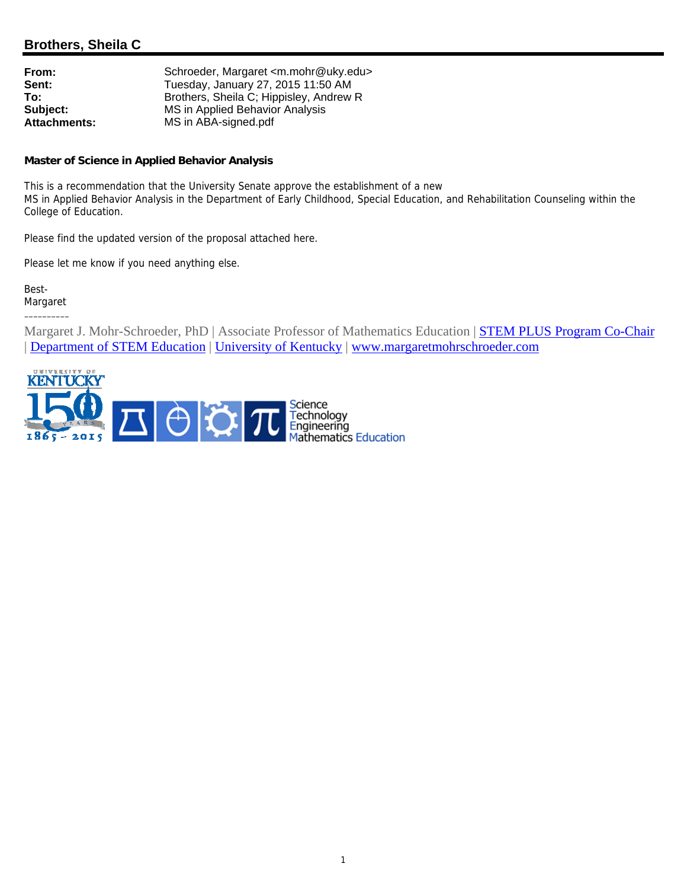## Brothers, Sheila C

| | |
|---|---|
| **From:** | Schroeder, Margaret <m.mohr@uky.edu> |
| **Sent:** | Tuesday, January 27, 2015 11:50 AM |
| **To:** | Brothers, Sheila C; Hippisley, Andrew R |
| **Subject:** | MS in Applied Behavior Analysis |
| **Attachments:** | MS in ABA-signed.pdf |

**Master of Science in Applied Behavior Analysis**

This is a recommendation that the University Senate approve the establishment of a new MS in Applied Behavior Analysis in the Department of Early Childhood, Special Education, and Rehabilitation Counseling within the College of Education.

Please find the updated version of the proposal attached here.

Please let me know if you need anything else.

Best-
Margaret

----------

Margaret J. Mohr-Schroeder, PhD | Associate Professor of Mathematics Education | STEM PLUS Program Co-Chair | Department of STEM Education | University of Kentucky | www.margaretmohrschroeder.com

UNIVERSITY OF KENTUCKY 150 YEARS 1865 - 2015

Science Technology Engineering Mathematics Education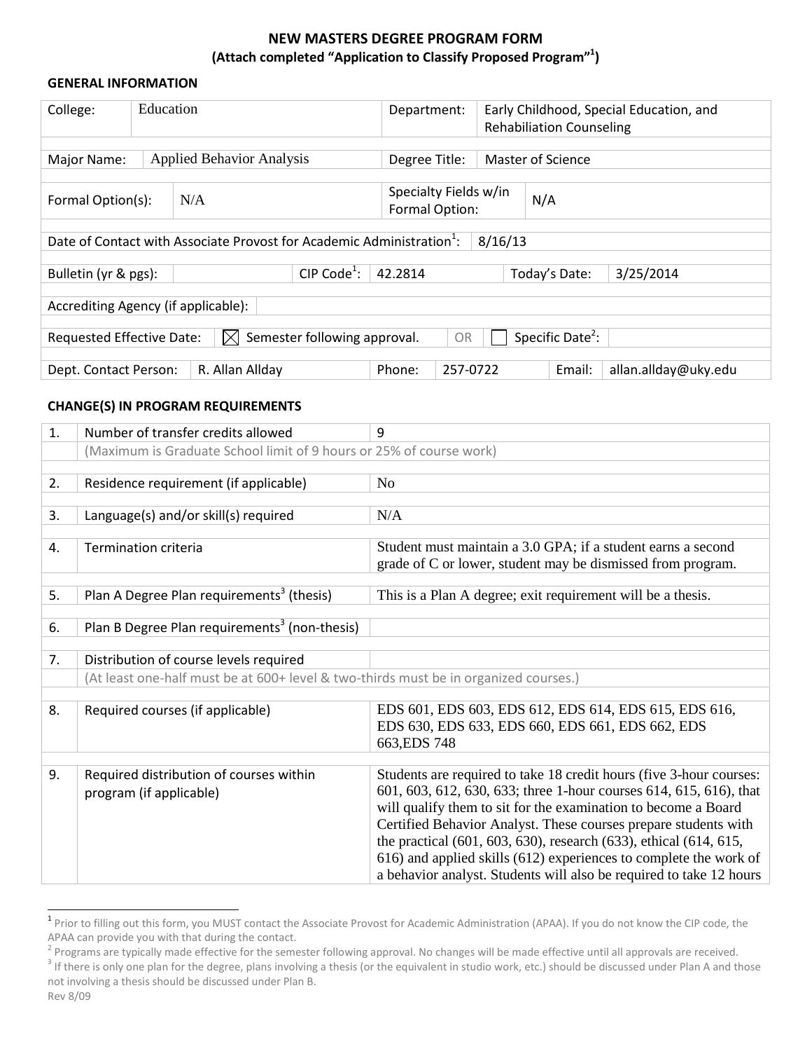# NEW MASTERS DEGREE PROGRAM FORM

**(Attach completed "Application to Classify Proposed Program"[1])**

## GENERAL INFORMATION

| | | | |
|---|---|---|---|
| College: | Education | Department: | Early Childhood, Special Education, and Rehabiliation Counseling |
| Major Name: | Applied Behavior Analysis | Degree Title: | Master of Science |
| Formal Option(s): | N/A | Specialty Fields w/in Formal Option: | N/A |

| | |
|---|---|
| Date of Contact with Associate Provost for Academic Administration[1]: | 8/16/13 |

| | | | | | |
|---|---|---|---|---|---|
| Bulletin (yr & pgs): | | CIP Code[1]: | 42.2814 | Today's Date: | 3/25/2014 |

| | |
|---|---|
| Accrediting Agency (if applicable): | |

| | | | |
|---|---|---|---|
| Requested Effective Date: | ☒ Semester following approval. | OR | ☐ Specific Date[2]: |

| | | | | | |
|---|---|---|---|---|---|
| Dept. Contact Person: | R. Allan Allday | Phone: | 257-0722 | Email: | allan.allday@uky.edu |

## CHANGE(S) IN PROGRAM REQUIREMENTS

| | | |
|---|---|---|
| 1. | Number of transfer credits allowed | 9 |
| | (Maximum is Graduate School limit of 9 hours or 25% of course work) | |
| 2. | Residence requirement (if applicable) | No |
| 3. | Language(s) and/or skill(s) required | N/A |
| 4. | Termination criteria | Student must maintain a 3.0 GPA; if a student earns a second grade of C or lower, student may be dismissed from program. |
| 5. | Plan A Degree Plan requirements[3] (thesis) | This is a Plan A degree; exit requirement will be a thesis. |
| 6. | Plan B Degree Plan requirements[3] (non-thesis) | |
| 7. | Distribution of course levels required | |
| | (At least one-half must be at 600+ level & two-thirds must be in organized courses.) | |
| 8. | Required courses (if applicable) | EDS 601, EDS 603, EDS 612, EDS 614, EDS 615, EDS 616, EDS 630, EDS 633, EDS 660, EDS 661, EDS 662, EDS 663,EDS 748 |
| 9. | Required distribution of courses within program (if applicable) | Students are required to take 18 credit hours (five 3-hour courses: 601, 603, 612, 630, 633; three 1-hour courses 614, 615, 616), that will qualify them to sit for the examination to become a Board Certified Behavior Analyst. These courses prepare students with the practical (601, 603, 630), research (633), ethical (614, 615, 616) and applied skills (612) experiences to complete the work of a behavior analyst. Students will also be required to take 12 hours |

[1] Prior to filling out this form, you MUST contact the Associate Provost for Academic Administration (APAA). If you do not know the CIP code, the APAA can provide you with that during the contact.

[2] Programs are typically made effective for the semester following approval. No changes will be made effective until all approvals are received.

[3] If there is only one plan for the degree, plans involving a thesis (or the equivalent in studio work, etc.) should be discussed under Plan A and those not involving a thesis should be discussed under Plan B.

Rev 8/09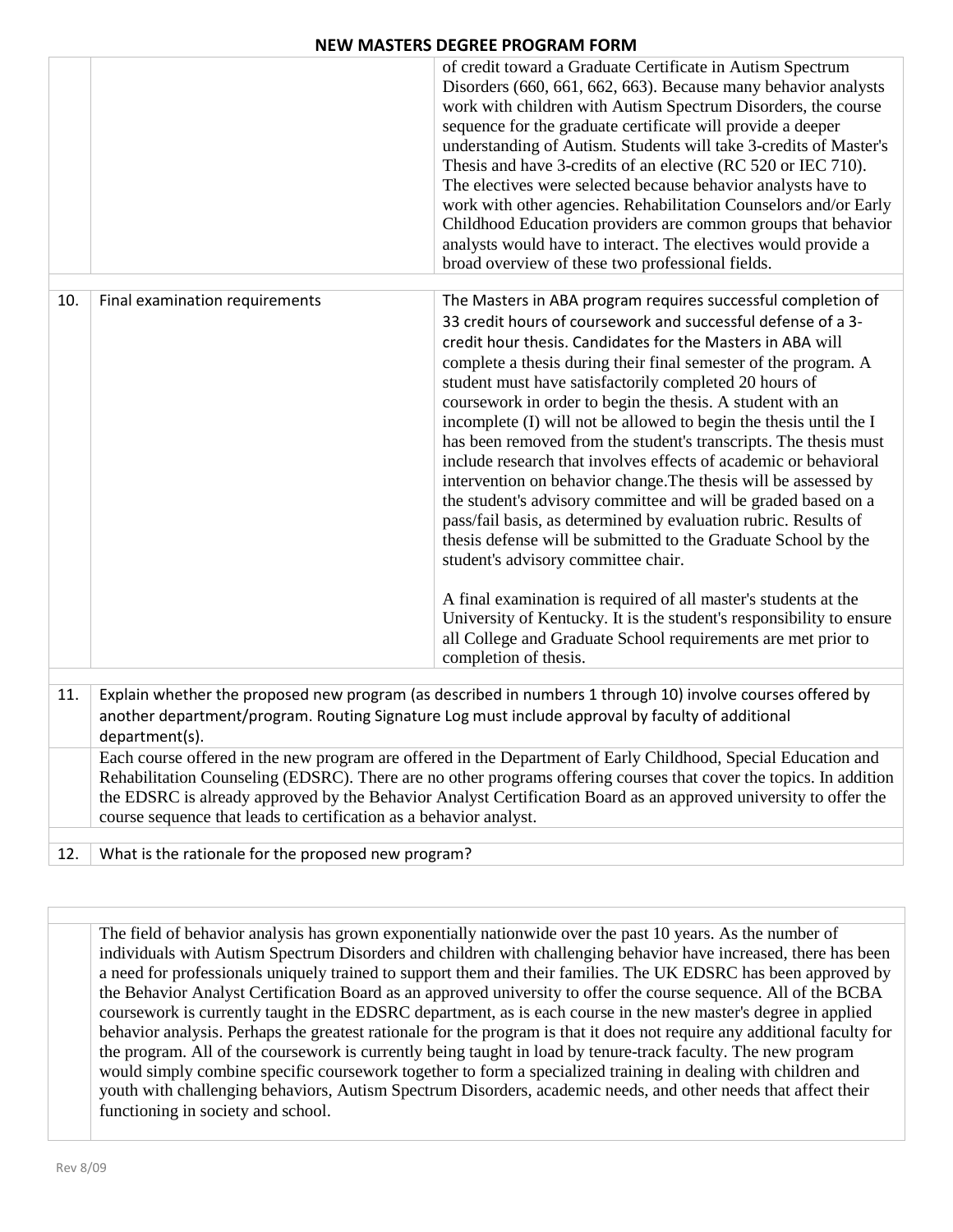## NEW MASTERS DEGREE PROGRAM FORM

| | | |
|---|---|---|
| | | of credit toward a Graduate Certificate in Autism Spectrum Disorders (660, 661, 662, 663). Because many behavior analysts work with children with Autism Spectrum Disorders, the course sequence for the graduate certificate will provide a deeper understanding of Autism. Students will take 3-credits of Master's Thesis and have 3-credits of an elective (RC 520 or IEC 710). The electives were selected because behavior analysts have to work with other agencies. Rehabilitation Counselors and/or Early Childhood Education providers are common groups that behavior analysts would have to interact. The electives would provide a broad overview of these two professional fields. |
| 10. | Final examination requirements | The Masters in ABA program requires successful completion of 33 credit hours of coursework and successful defense of a 3-credit hour thesis. Candidates for the Masters in ABA will complete a thesis during their final semester of the program. A student must have satisfactorily completed 20 hours of coursework in order to begin the thesis. A student with an incomplete (I) will not be allowed to begin the thesis until the I has been removed from the student's transcripts. The thesis must include research that involves effects of academic or behavioral intervention on behavior change.The thesis will be assessed by the student's advisory committee and will be graded based on a pass/fail basis, as determined by evaluation rubric. Results of thesis defense will be submitted to the Graduate School by the student's advisory committee chair.<br><br>A final examination is required of all master's students at the University of Kentucky. It is the student's responsibility to ensure all College and Graduate School requirements are met prior to completion of thesis. |

| | |
|---|---|
| 11. | Explain whether the proposed new program (as described in numbers 1 through 10) involve courses offered by another department/program. Routing Signature Log must include approval by faculty of additional department(s). |
| | Each course offered in the new program are offered in the Department of Early Childhood, Special Education and Rehabilitation Counseling (EDSRC). There are no other programs offering courses that cover the topics. In addition the EDSRC is already approved by the Behavior Analyst Certification Board as an approved university to offer the course sequence that leads to certification as a behavior analyst. |
| 12. | What is the rationale for the proposed new program? |
| | The field of behavior analysis has grown exponentially nationwide over the past 10 years. As the number of individuals with Autism Spectrum Disorders and children with challenging behavior have increased, there has been a need for professionals uniquely trained to support them and their families. The UK EDSRC has been approved by the Behavior Analyst Certification Board as an approved university to offer the course sequence. All of the BCBA coursework is currently taught in the EDSRC department, as is each course in the new master's degree in applied behavior analysis. Perhaps the greatest rationale for the program is that it does not require any additional faculty for the program. All of the coursework is currently being taught in load by tenure-track faculty. The new program would simply combine specific coursework together to form a specialized training in dealing with children and youth with challenging behaviors, Autism Spectrum Disorders, academic needs, and other needs that affect their functioning in society and school. |

Rev 8/09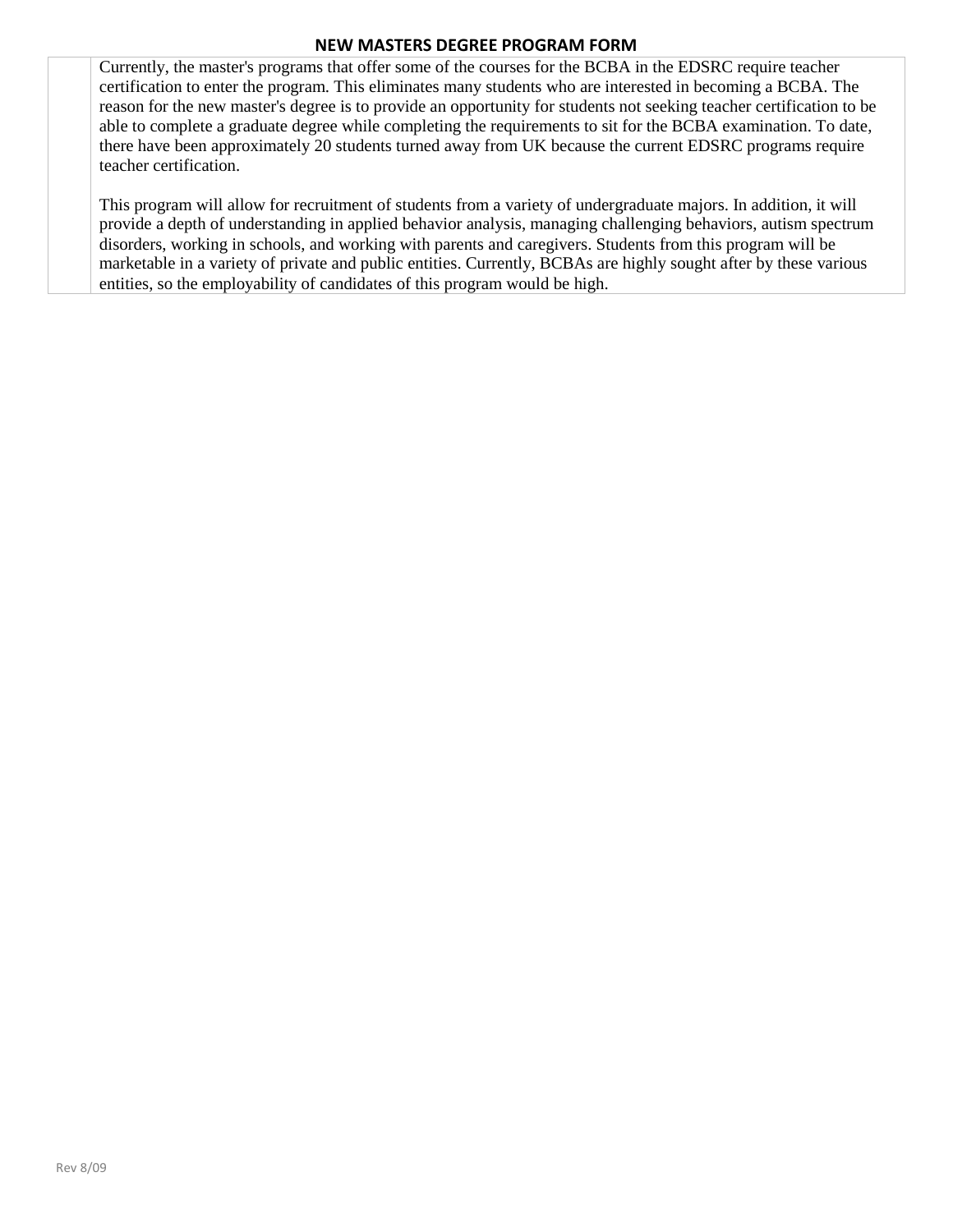Currently, the master's programs that offer some of the courses for the BCBA in the EDSRC require teacher certification to enter the program. This eliminates many students who are interested in becoming a BCBA. The reason for the new master's degree is to provide an opportunity for students not seeking teacher certification to be able to complete a graduate degree while completing the requirements to sit for the BCBA examination. To date, there have been approximately 20 students turned away from UK because the current EDSRC programs require teacher certification.

This program will allow for recruitment of students from a variety of undergraduate majors. In addition, it will provide a depth of understanding in applied behavior analysis, managing challenging behaviors, autism spectrum disorders, working in schools, and working with parents and caregivers. Students from this program will be marketable in a variety of private and public entities. Currently, BCBAs are highly sought after by these various entities, so the employability of candidates of this program would be high.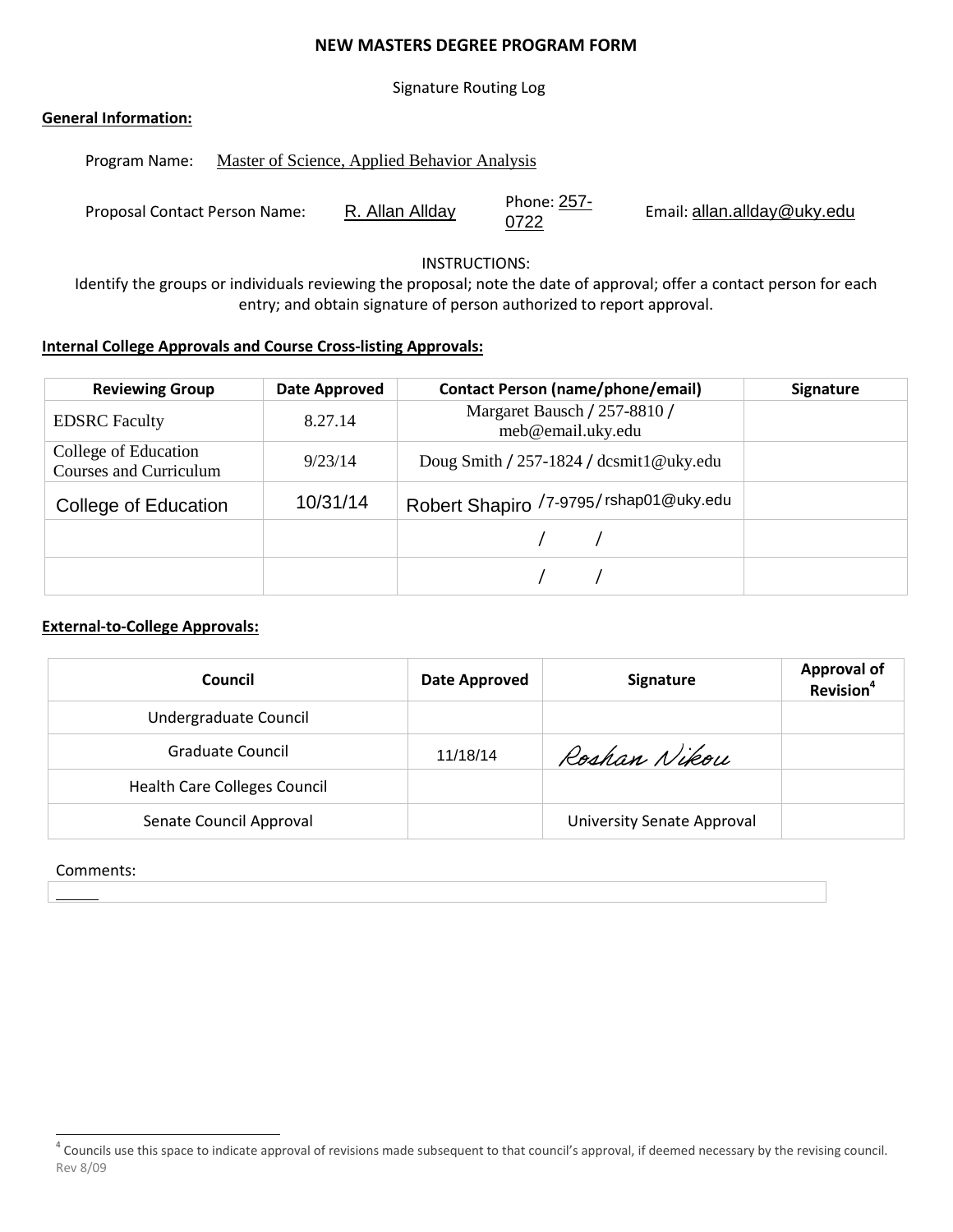## NEW MASTERS DEGREE PROGRAM FORM

Signature Routing Log

**General Information:**

Program Name: Master of Science, Applied Behavior Analysis

Proposal Contact Person Name: R. Allan Allday Phone: 257-0722 Email: allan.allday@uky.edu

INSTRUCTIONS:
Identify the groups or individuals reviewing the proposal; note the date of approval; offer a contact person for each entry; and obtain signature of person authorized to report approval.

**Internal College Approvals and Course Cross-listing Approvals:**

| Reviewing Group | Date Approved | Contact Person (name/phone/email) | Signature |
|---|---|---|---|
| EDSRC Faculty | 8.27.14 | Margaret Bausch / 257-8810 / meb@email.uky.edu | |
| College of Education Courses and Curriculum | 9/23/14 | Doug Smith / 257-1824 / dcsmit1@uky.edu | |
| College of Education | 10/31/14 | Robert Shapiro / 7-9795 / rshap01@uky.edu | |
| | | / / | |
| | | / / | |

**External-to-College Approvals:**

| Council | Date Approved | Signature | Approval of Revision[4] |
|---|---|---|---|
| Undergraduate Council | | | |
| Graduate Council | 11/18/14 | Roshan Nikou | |
| Health Care Colleges Council | | | |
| Senate Council Approval | | University Senate Approval | |

Comments:

[4] Councils use this space to indicate approval of revisions made subsequent to that council's approval, if deemed necessary by the revising council.

Rev 8/09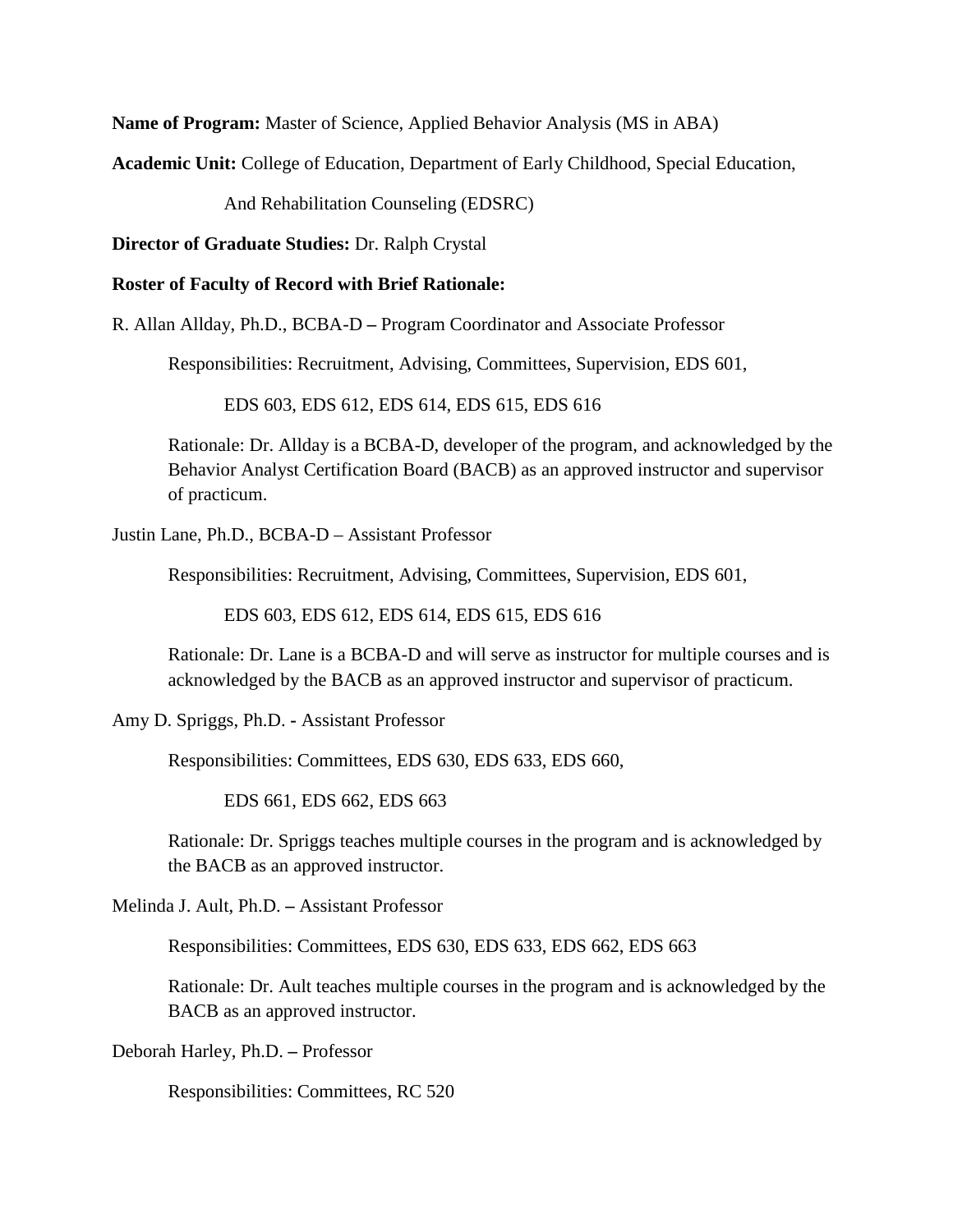**Name of Program:** Master of Science, Applied Behavior Analysis (MS in ABA)

**Academic Unit:** College of Education, Department of Early Childhood, Special Education, And Rehabilitation Counseling (EDSRC)

**Director of Graduate Studies:** Dr. Ralph Crystal

**Roster of Faculty of Record with Brief Rationale:**

R. Allan Allday, Ph.D., BCBA-D **–** Program Coordinator and Associate Professor

Responsibilities: Recruitment, Advising, Committees, Supervision, EDS 601, EDS 603, EDS 612, EDS 614, EDS 615, EDS 616

Rationale: Dr. Allday is a BCBA-D, developer of the program, and acknowledged by the Behavior Analyst Certification Board (BACB) as an approved instructor and supervisor of practicum.

Justin Lane, Ph.D., BCBA-D – Assistant Professor

Responsibilities: Recruitment, Advising, Committees, Supervision, EDS 601, EDS 603, EDS 612, EDS 614, EDS 615, EDS 616

Rationale: Dr. Lane is a BCBA-D and will serve as instructor for multiple courses and is acknowledged by the BACB as an approved instructor and supervisor of practicum.

Amy D. Spriggs, Ph.D. **-** Assistant Professor

Responsibilities: Committees, EDS 630, EDS 633, EDS 660, EDS 661, EDS 662, EDS 663

Rationale: Dr. Spriggs teaches multiple courses in the program and is acknowledged by the BACB as an approved instructor.

Melinda J. Ault, Ph.D. **–** Assistant Professor

Responsibilities: Committees, EDS 630, EDS 633, EDS 662, EDS 663

Rationale: Dr. Ault teaches multiple courses in the program and is acknowledged by the BACB as an approved instructor.

Deborah Harley, Ph.D. **–** Professor

Responsibilities: Committees, RC 520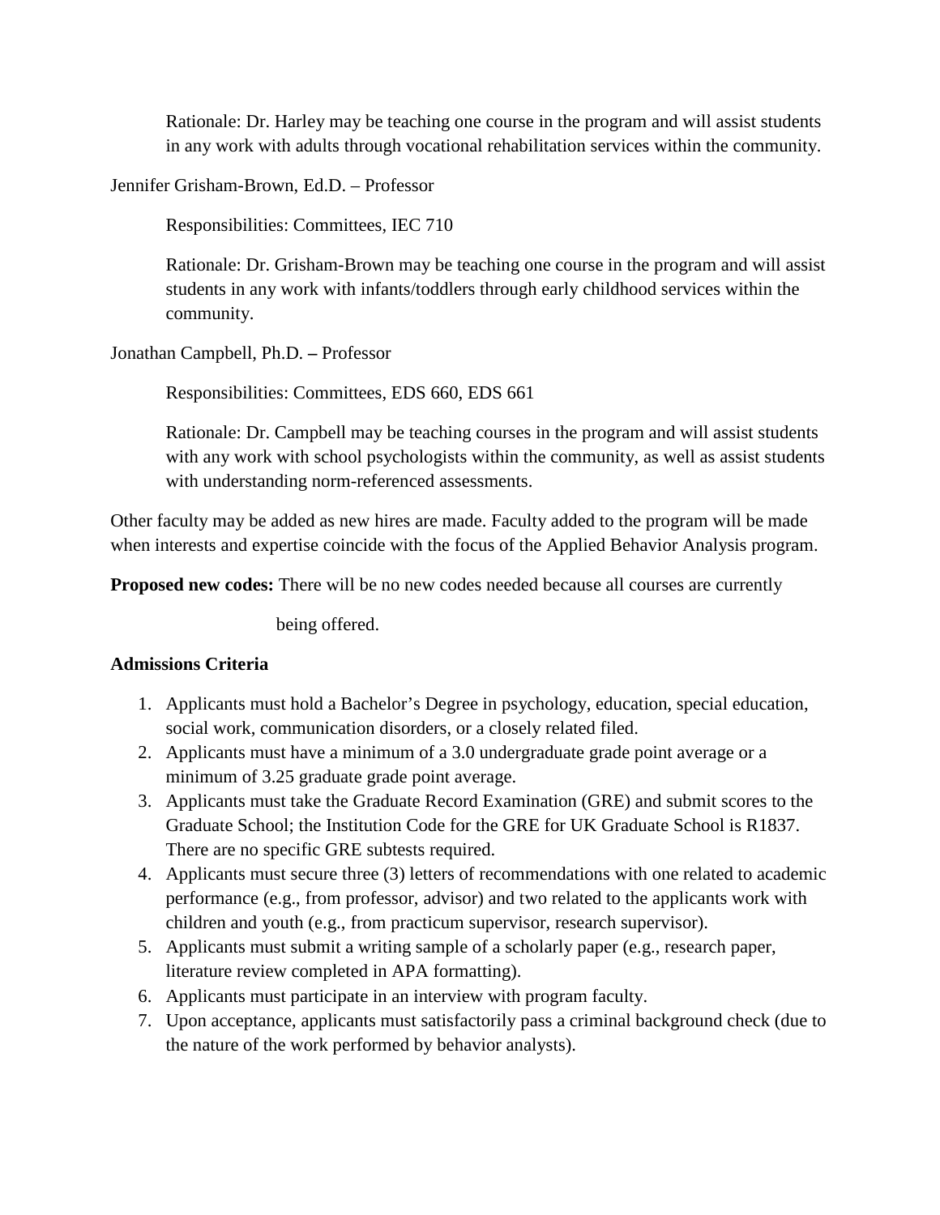Rationale: Dr. Harley may be teaching one course in the program and will assist students in any work with adults through vocational rehabilitation services within the community.

Jennifer Grisham-Brown, Ed.D. – Professor

Responsibilities: Committees, IEC 710

Rationale: Dr. Grisham-Brown may be teaching one course in the program and will assist students in any work with infants/toddlers through early childhood services within the community.

Jonathan Campbell, Ph.D. – Professor

Responsibilities: Committees, EDS 660, EDS 661

Rationale: Dr. Campbell may be teaching courses in the program and will assist students with any work with school psychologists within the community, as well as assist students with understanding norm-referenced assessments.

Other faculty may be added as new hires are made. Faculty added to the program will be made when interests and expertise coincide with the focus of the Applied Behavior Analysis program.

**Proposed new codes:** There will be no new codes needed because all courses are currently being offered.

**Admissions Criteria**

1. Applicants must hold a Bachelor's Degree in psychology, education, special education, social work, communication disorders, or a closely related filed.
2. Applicants must have a minimum of a 3.0 undergraduate grade point average or a minimum of 3.25 graduate grade point average.
3. Applicants must take the Graduate Record Examination (GRE) and submit scores to the Graduate School; the Institution Code for the GRE for UK Graduate School is R1837. There are no specific GRE subtests required.
4. Applicants must secure three (3) letters of recommendations with one related to academic performance (e.g., from professor, advisor) and two related to the applicants work with children and youth (e.g., from practicum supervisor, research supervisor).
5. Applicants must submit a writing sample of a scholarly paper (e.g., research paper, literature review completed in APA formatting).
6. Applicants must participate in an interview with program faculty.
7. Upon acceptance, applicants must satisfactorily pass a criminal background check (due to the nature of the work performed by behavior analysts).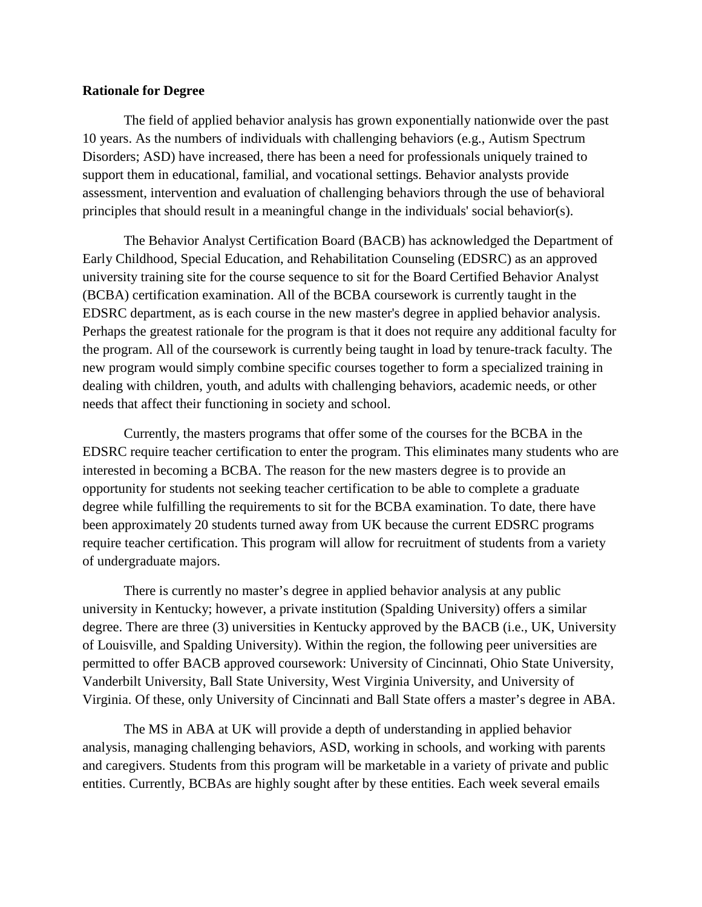**Rationale for Degree**

The field of applied behavior analysis has grown exponentially nationwide over the past 10 years. As the numbers of individuals with challenging behaviors (e.g., Autism Spectrum Disorders; ASD) have increased, there has been a need for professionals uniquely trained to support them in educational, familial, and vocational settings. Behavior analysts provide assessment, intervention and evaluation of challenging behaviors through the use of behavioral principles that should result in a meaningful change in the individuals' social behavior(s).

The Behavior Analyst Certification Board (BACB) has acknowledged the Department of Early Childhood, Special Education, and Rehabilitation Counseling (EDSRC) as an approved university training site for the course sequence to sit for the Board Certified Behavior Analyst (BCBA) certification examination. All of the BCBA coursework is currently taught in the EDSRC department, as is each course in the new master's degree in applied behavior analysis. Perhaps the greatest rationale for the program is that it does not require any additional faculty for the program. All of the coursework is currently being taught in load by tenure-track faculty. The new program would simply combine specific courses together to form a specialized training in dealing with children, youth, and adults with challenging behaviors, academic needs, or other needs that affect their functioning in society and school.

Currently, the masters programs that offer some of the courses for the BCBA in the EDSRC require teacher certification to enter the program. This eliminates many students who are interested in becoming a BCBA. The reason for the new masters degree is to provide an opportunity for students not seeking teacher certification to be able to complete a graduate degree while fulfilling the requirements to sit for the BCBA examination. To date, there have been approximately 20 students turned away from UK because the current EDSRC programs require teacher certification. This program will allow for recruitment of students from a variety of undergraduate majors.

There is currently no master's degree in applied behavior analysis at any public university in Kentucky; however, a private institution (Spalding University) offers a similar degree. There are three (3) universities in Kentucky approved by the BACB (i.e., UK, University of Louisville, and Spalding University). Within the region, the following peer universities are permitted to offer BACB approved coursework: University of Cincinnati, Ohio State University, Vanderbilt University, Ball State University, West Virginia University, and University of Virginia. Of these, only University of Cincinnati and Ball State offers a master's degree in ABA.

The MS in ABA at UK will provide a depth of understanding in applied behavior analysis, managing challenging behaviors, ASD, working in schools, and working with parents and caregivers. Students from this program will be marketable in a variety of private and public entities. Currently, BCBAs are highly sought after by these entities. Each week several emails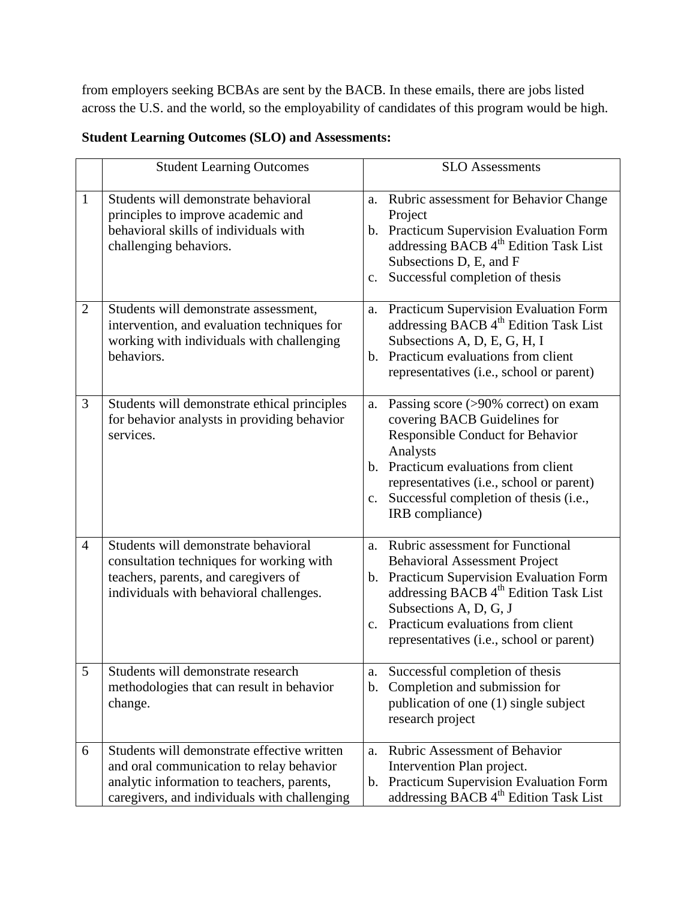from employers seeking BCBAs are sent by the BACB. In these emails, there are jobs listed across the U.S. and the world, so the employability of candidates of this program would be high.

**Student Learning Outcomes (SLO) and Assessments:**

| | Student Learning Outcomes | SLO Assessments |
|---|---|---|
| 1 | Students will demonstrate behavioral principles to improve academic and behavioral skills of individuals with challenging behaviors. | a. Rubric assessment for Behavior Change Project<br>b. Practicum Supervision Evaluation Form addressing BACB 4th Edition Task List Subsections D, E, and F<br>c. Successful completion of thesis |
| 2 | Students will demonstrate assessment, intervention, and evaluation techniques for working with individuals with challenging behaviors. | a. Practicum Supervision Evaluation Form addressing BACB 4th Edition Task List Subsections A, D, E, G, H, I<br>b. Practicum evaluations from client representatives (i.e., school or parent) |
| 3 | Students will demonstrate ethical principles for behavior analysts in providing behavior services. | a. Passing score (>90% correct) on exam covering BACB Guidelines for Responsible Conduct for Behavior Analysts<br>b. Practicum evaluations from client representatives (i.e., school or parent)<br>c. Successful completion of thesis (i.e., IRB compliance) |
| 4 | Students will demonstrate behavioral consultation techniques for working with teachers, parents, and caregivers of individuals with behavioral challenges. | a. Rubric assessment for Functional Behavioral Assessment Project<br>b. Practicum Supervision Evaluation Form addressing BACB 4th Edition Task List Subsections A, D, G, J<br>c. Practicum evaluations from client representatives (i.e., school or parent) |
| 5 | Students will demonstrate research methodologies that can result in behavior change. | a. Successful completion of thesis<br>b. Completion and submission for publication of one (1) single subject research project |
| 6 | Students will demonstrate effective written and oral communication to relay behavior analytic information to teachers, parents, caregivers, and individuals with challenging | a. Rubric Assessment of Behavior Intervention Plan project.<br>b. Practicum Supervision Evaluation Form addressing BACB 4th Edition Task List |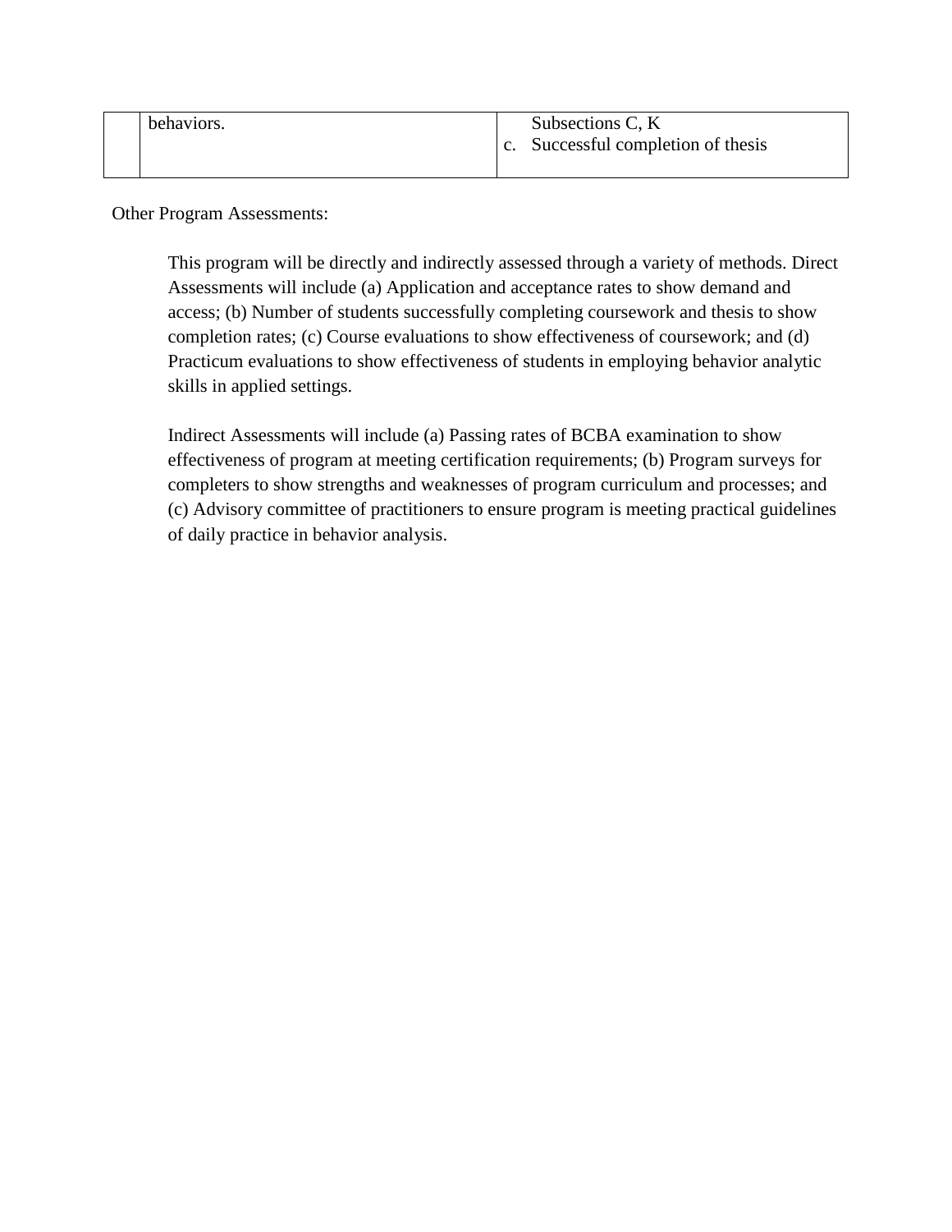| | | |
|---|---|---|
| | behaviors. | Subsections C, K<br>c. Successful completion of thesis |

Other Program Assessments:

This program will be directly and indirectly assessed through a variety of methods. Direct Assessments will include (a) Application and acceptance rates to show demand and access; (b) Number of students successfully completing coursework and thesis to show completion rates; (c) Course evaluations to show effectiveness of coursework; and (d) Practicum evaluations to show effectiveness of students in employing behavior analytic skills in applied settings.

Indirect Assessments will include (a) Passing rates of BCBA examination to show effectiveness of program at meeting certification requirements; (b) Program surveys for completers to show strengths and weaknesses of program curriculum and processes; and (c) Advisory committee of practitioners to ensure program is meeting practical guidelines of daily practice in behavior analysis.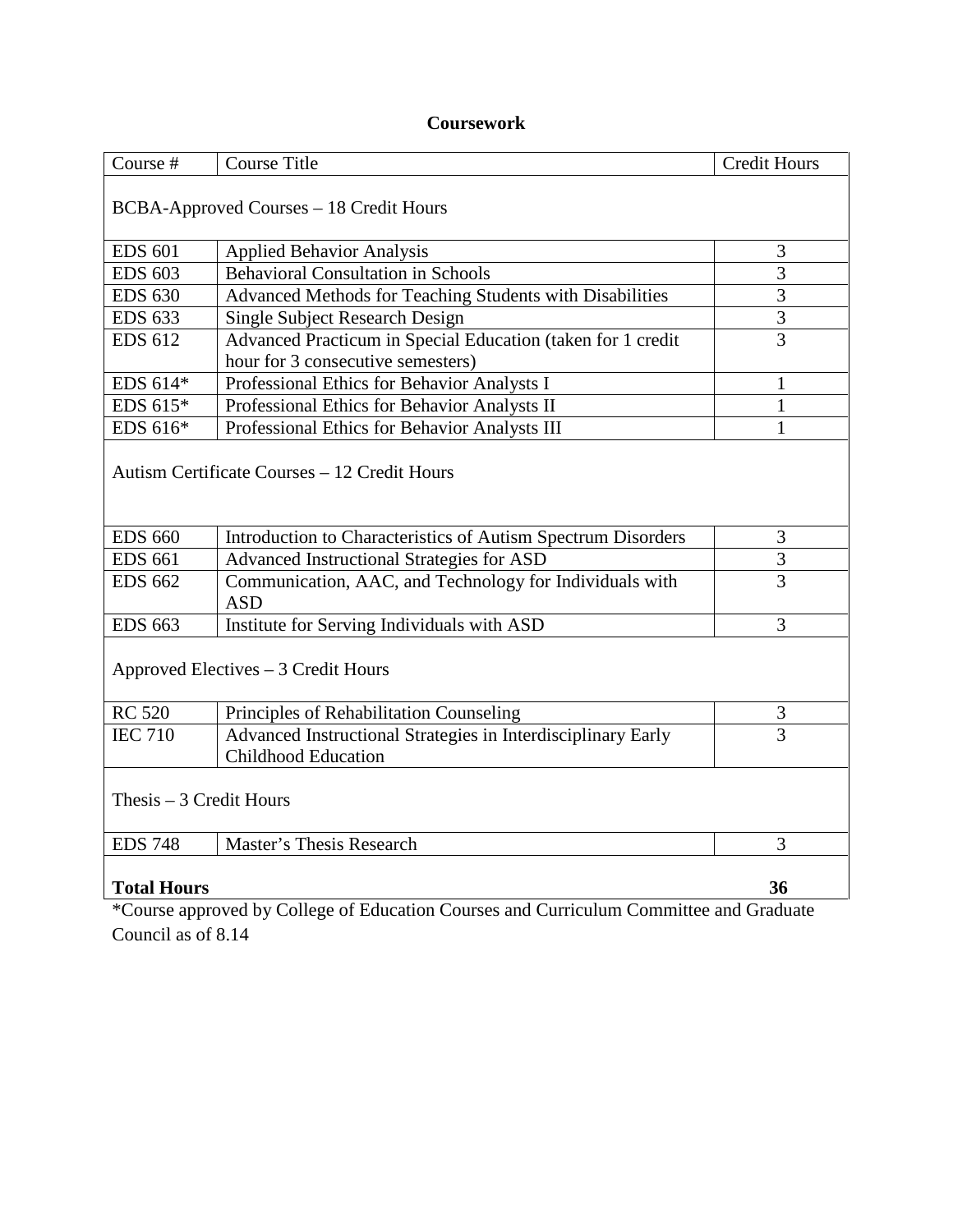## Coursework

| Course # | Course Title | Credit Hours |
|---|---|---|
| BCBA-Approved Courses – 18 Credit Hours | | |
| EDS 601 | Applied Behavior Analysis | 3 |
| EDS 603 | Behavioral Consultation in Schools | 3 |
| EDS 630 | Advanced Methods for Teaching Students with Disabilities | 3 |
| EDS 633 | Single Subject Research Design | 3 |
| EDS 612 | Advanced Practicum in Special Education (taken for 1 credit hour for 3 consecutive semesters) | 3 |
| EDS 614* | Professional Ethics for Behavior Analysts I | 1 |
| EDS 615* | Professional Ethics for Behavior Analysts II | 1 |
| EDS 616* | Professional Ethics for Behavior Analysts III | 1 |
| Autism Certificate Courses – 12 Credit Hours | | |
| EDS 660 | Introduction to Characteristics of Autism Spectrum Disorders | 3 |
| EDS 661 | Advanced Instructional Strategies for ASD | 3 |
| EDS 662 | Communication, AAC, and Technology for Individuals with ASD | 3 |
| EDS 663 | Institute for Serving Individuals with ASD | 3 |
| Approved Electives – 3 Credit Hours | | |
| RC 520 | Principles of Rehabilitation Counseling | 3 |
| IEC 710 | Advanced Instructional Strategies in Interdisciplinary Early Childhood Education | 3 |
| Thesis – 3 Credit Hours | | |
| EDS 748 | Master's Thesis Research | 3 |
| **Total Hours** | | **36** |

*Course approved by College of Education Courses and Curriculum Committee and Graduate Council as of 8.14